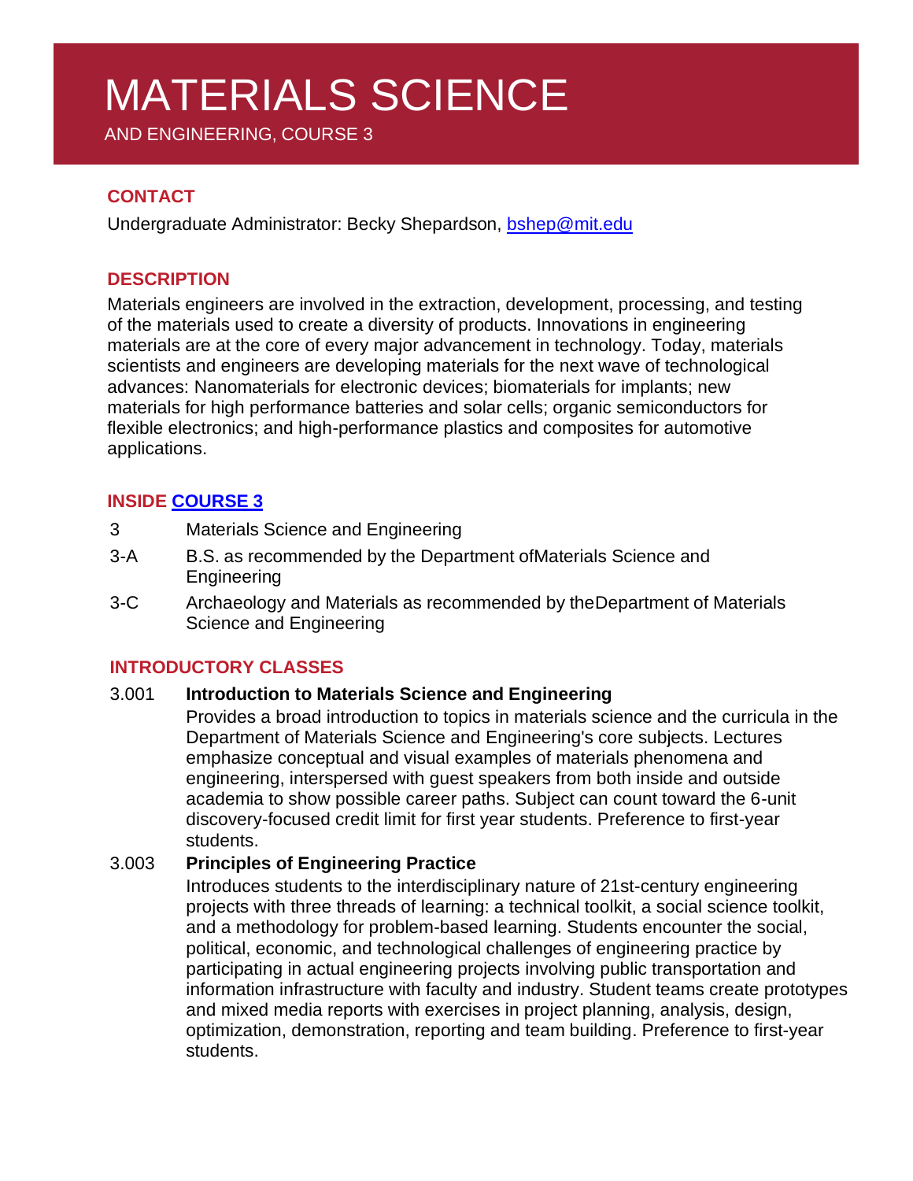# MATERIALS SCIENCE

AND ENGINEERING, COURSE 3

## CONTACT

Undergraduate Administrator: Becky Shepardson, bshep@mit.edu

## DESCRIPTION

Materials engineers are involved in the extraction, development, processing, and testing of the materials used to create a diversity of products. Innovations in engineering materials are at the core of every major advancement in technology. Today, materials scientists and engineers are developing materials for the next wave of technological advances: Nanomaterials for electronic devices; biomaterials for implants; new materials for high performance batteries and solar cells; organic semiconductors for flexible electronics; and high-performance plastics and composites for automotive applications.

## INSIDE COURSE 3

- 3 Materials Science and Engineering
- 3-A B.S. as recommended by the Department ofMaterials Science and Engineering
- 3-C Archaeology and Materials as recommended by theDepartment of Materials Science and Engineering

## INTRODUCTORY CLASSES

**3.001 Introduction to Materials Science and Engineering**

Provides a broad introduction to topics in materials science and the curricula in the Department of Materials Science and Engineering's core subjects. Lectures emphasize conceptual and visual examples of materials phenomena and engineering, interspersed with guest speakers from both inside and outside academia to show possible career paths. Subject can count toward the 6-unit discovery-focused credit limit for first year students. Preference to first-year students.

**3.003 Principles of Engineering Practice**

Introduces students to the interdisciplinary nature of 21st-century engineering projects with three threads of learning: a technical toolkit, a social science toolkit, and a methodology for problem-based learning. Students encounter the social, political, economic, and technological challenges of engineering practice by participating in actual engineering projects involving public transportation and information infrastructure with faculty and industry. Student teams create prototypes and mixed media reports with exercises in project planning, analysis, design, optimization, demonstration, reporting and team building. Preference to first-year students.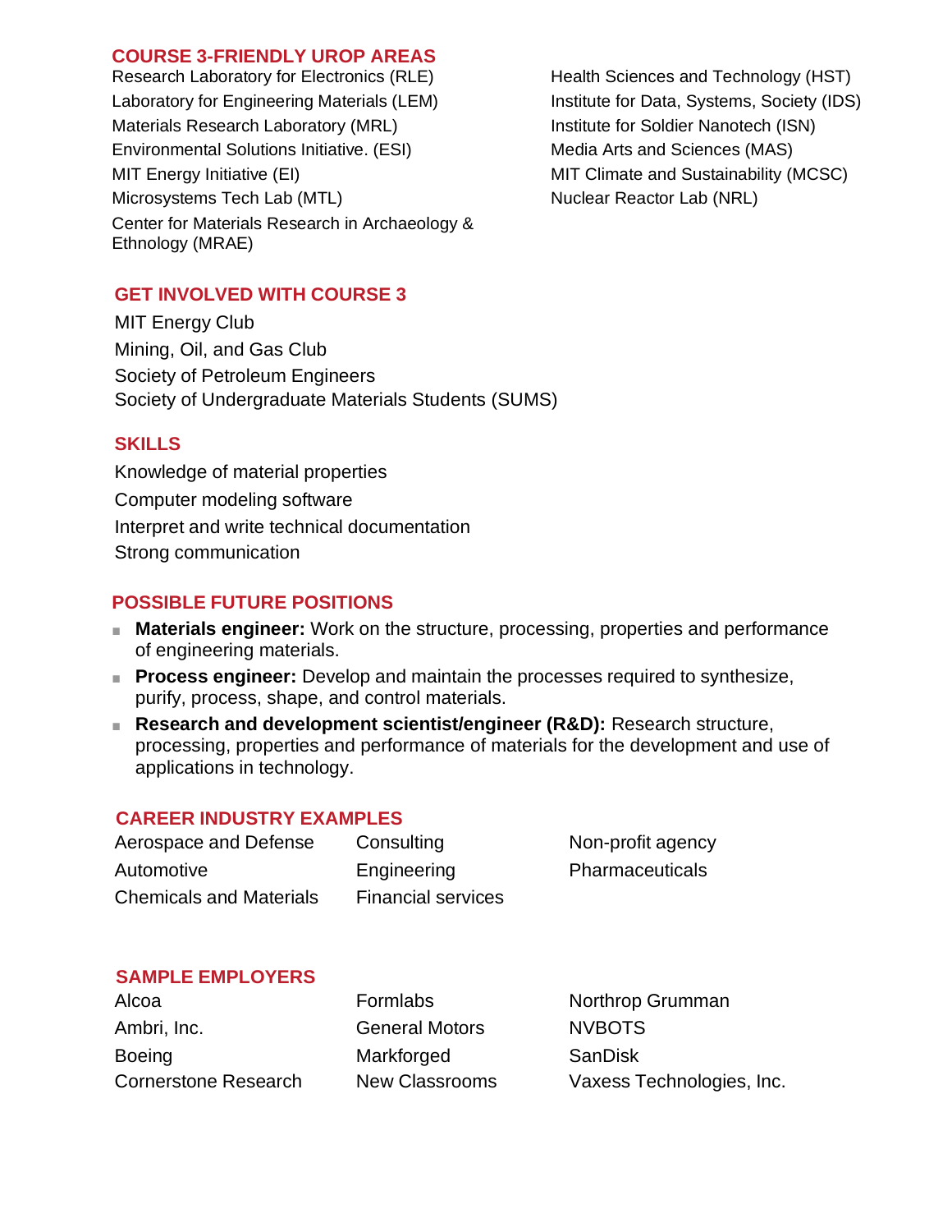## COURSE 3-FRIENDLY UROP AREAS

Research Laboratory for Electronics (RLE)
Laboratory for Engineering Materials (LEM)
Materials Research Laboratory (MRL)
Environmental Solutions Initiative. (ESI)
MIT Energy Initiative (EI)
Microsystems Tech Lab (MTL)
Center for Materials Research in Archaeology & Ethnology (MRAE)
Health Sciences and Technology (HST)
Institute for Data, Systems, Society (IDS)
Institute for Soldier Nanotech (ISN)
Media Arts and Sciences (MAS)
MIT Climate and Sustainability (MCSC)
Nuclear Reactor Lab (NRL)

## GET INVOLVED WITH COURSE 3

MIT Energy Club
Mining, Oil, and Gas Club
Society of Petroleum Engineers
Society of Undergraduate Materials Students (SUMS)

## SKILLS

Knowledge of material properties
Computer modeling software
Interpret and write technical documentation
Strong communication

## POSSIBLE FUTURE POSITIONS

- **Materials engineer:** Work on the structure, processing, properties and performance of engineering materials.
- **Process engineer:** Develop and maintain the processes required to synthesize, purify, process, shape, and control materials.
- **Research and development scientist/engineer (R&D):** Research structure, processing, properties and performance of materials for the development and use of applications in technology.

## CAREER INDUSTRY EXAMPLES

Aerospace and Defense
Automotive
Chemicals and Materials
Consulting
Engineering
Financial services
Non-profit agency
Pharmaceuticals

## SAMPLE EMPLOYERS

Alcoa
Ambri, Inc.
Boeing
Cornerstone Research
Formlabs
General Motors
Markforged
New Classrooms
Northrop Grumman
NVBOTS
SanDisk
Vaxess Technologies, Inc.